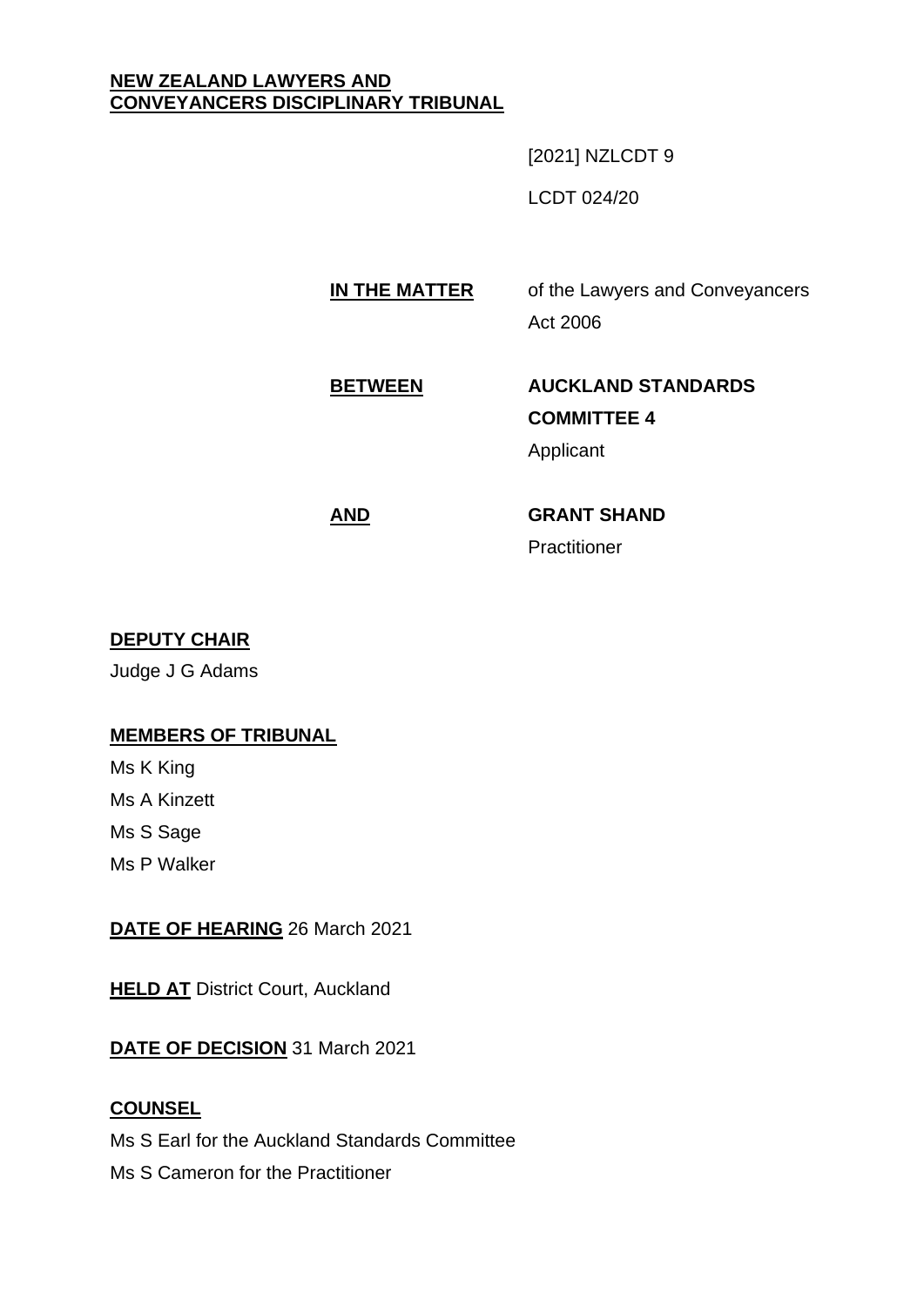**NEW ZEALAND LAWYERS AND CONVEYANCERS DISCIPLINARY TRIBUNAL**

[2021] NZLCDT 9

LCDT 024/20

| | |
|---|---|
| **IN THE MATTER** | of the Lawyers and Conveyancers Act 2006 |
| **BETWEEN** | **AUCKLAND STANDARDS COMMITTEE 4** <br> Applicant |
| **AND** | **GRANT SHAND** <br> Practitioner |

**DEPUTY CHAIR**

Judge J G Adams

**MEMBERS OF TRIBUNAL**

Ms K King

Ms A Kinzett

Ms S Sage

Ms P Walker

**DATE OF HEARING** 26 March 2021

**HELD AT** District Court, Auckland

**DATE OF DECISION** 31 March 2021

**COUNSEL**

Ms S Earl for the Auckland Standards Committee

Ms S Cameron for the Practitioner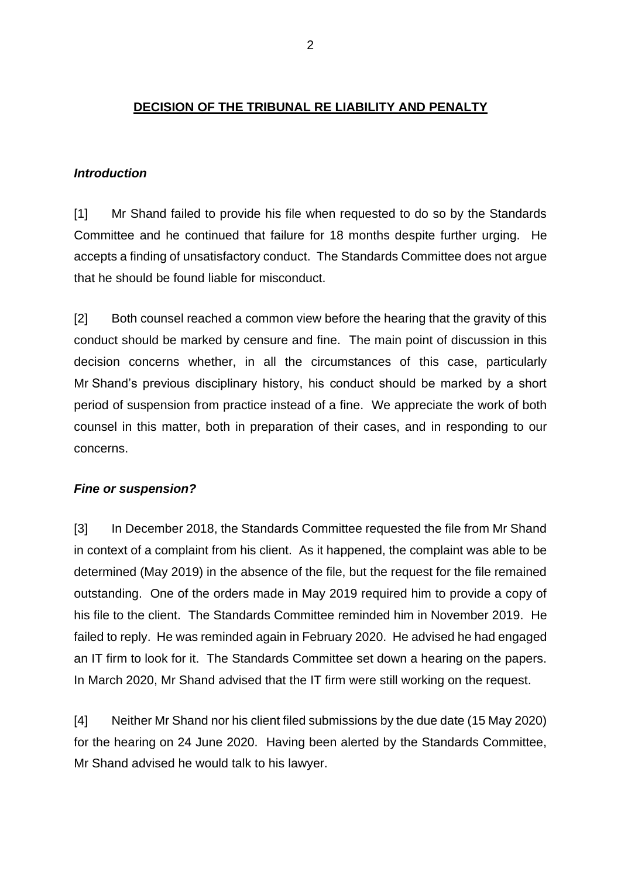## DECISION OF THE TRIBUNAL RE LIABILITY AND PENALTY

### *Introduction*

[1] Mr Shand failed to provide his file when requested to do so by the Standards Committee and he continued that failure for 18 months despite further urging. He accepts a finding of unsatisfactory conduct. The Standards Committee does not argue that he should be found liable for misconduct.

[2] Both counsel reached a common view before the hearing that the gravity of this conduct should be marked by censure and fine. The main point of discussion in this decision concerns whether, in all the circumstances of this case, particularly Mr Shand's previous disciplinary history, his conduct should be marked by a short period of suspension from practice instead of a fine. We appreciate the work of both counsel in this matter, both in preparation of their cases, and in responding to our concerns.

### *Fine or suspension?*

[3] In December 2018, the Standards Committee requested the file from Mr Shand in context of a complaint from his client. As it happened, the complaint was able to be determined (May 2019) in the absence of the file, but the request for the file remained outstanding. One of the orders made in May 2019 required him to provide a copy of his file to the client. The Standards Committee reminded him in November 2019. He failed to reply. He was reminded again in February 2020. He advised he had engaged an IT firm to look for it. The Standards Committee set down a hearing on the papers. In March 2020, Mr Shand advised that the IT firm were still working on the request.

[4] Neither Mr Shand nor his client filed submissions by the due date (15 May 2020) for the hearing on 24 June 2020. Having been alerted by the Standards Committee, Mr Shand advised he would talk to his lawyer.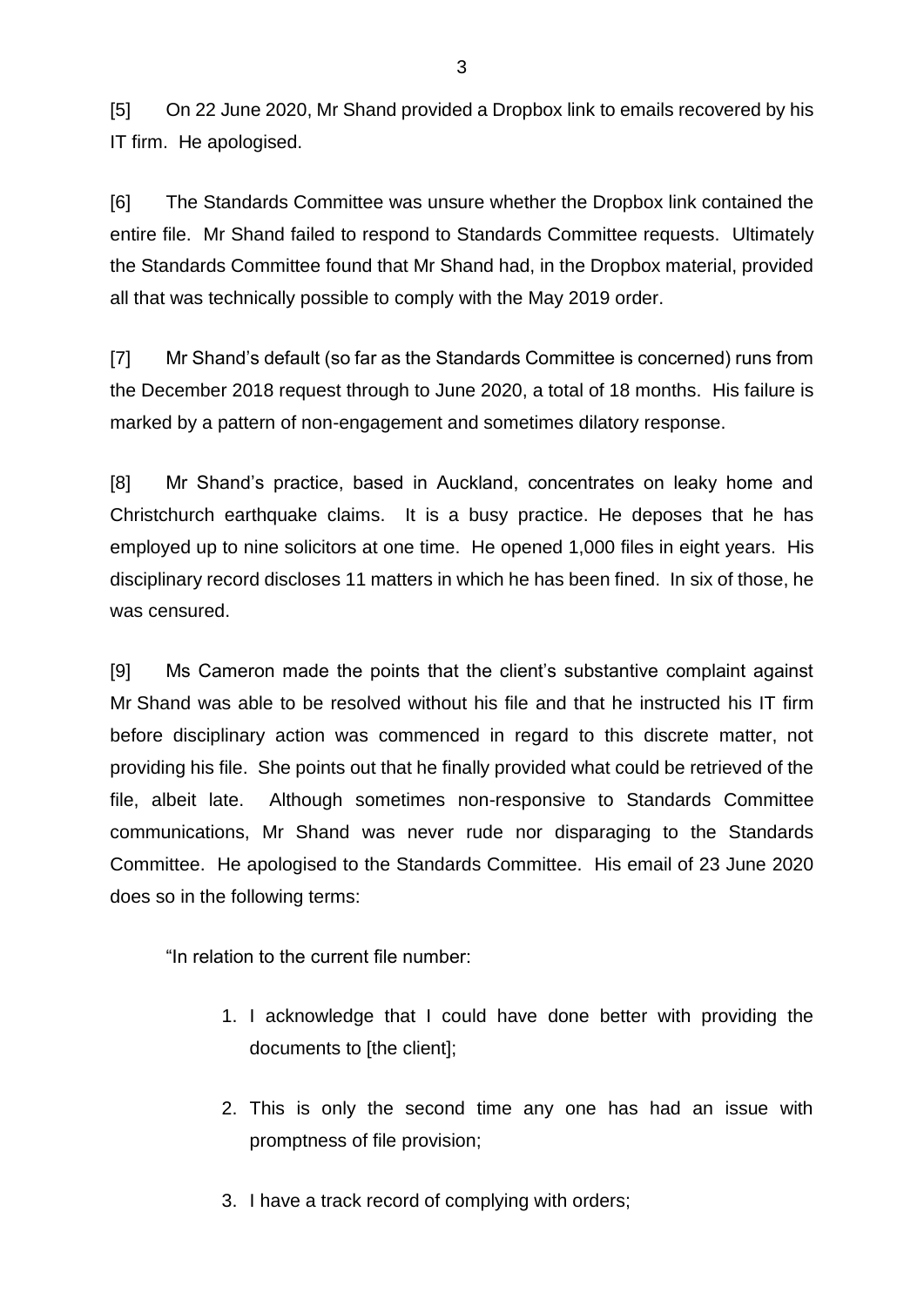[5] On 22 June 2020, Mr Shand provided a Dropbox link to emails recovered by his IT firm. He apologised.

[6] The Standards Committee was unsure whether the Dropbox link contained the entire file. Mr Shand failed to respond to Standards Committee requests. Ultimately the Standards Committee found that Mr Shand had, in the Dropbox material, provided all that was technically possible to comply with the May 2019 order.

[7] Mr Shand's default (so far as the Standards Committee is concerned) runs from the December 2018 request through to June 2020, a total of 18 months. His failure is marked by a pattern of non-engagement and sometimes dilatory response.

[8] Mr Shand's practice, based in Auckland, concentrates on leaky home and Christchurch earthquake claims. It is a busy practice. He deposes that he has employed up to nine solicitors at one time. He opened 1,000 files in eight years. His disciplinary record discloses 11 matters in which he has been fined. In six of those, he was censured.

[9] Ms Cameron made the points that the client's substantive complaint against Mr Shand was able to be resolved without his file and that he instructed his IT firm before disciplinary action was commenced in regard to this discrete matter, not providing his file. She points out that he finally provided what could be retrieved of the file, albeit late. Although sometimes non-responsive to Standards Committee communications, Mr Shand was never rude nor disparaging to the Standards Committee. He apologised to the Standards Committee. His email of 23 June 2020 does so in the following terms:

"In relation to the current file number:

1. I acknowledge that I could have done better with providing the documents to [the client];

2. This is only the second time any one has had an issue with promptness of file provision;

3. I have a track record of complying with orders;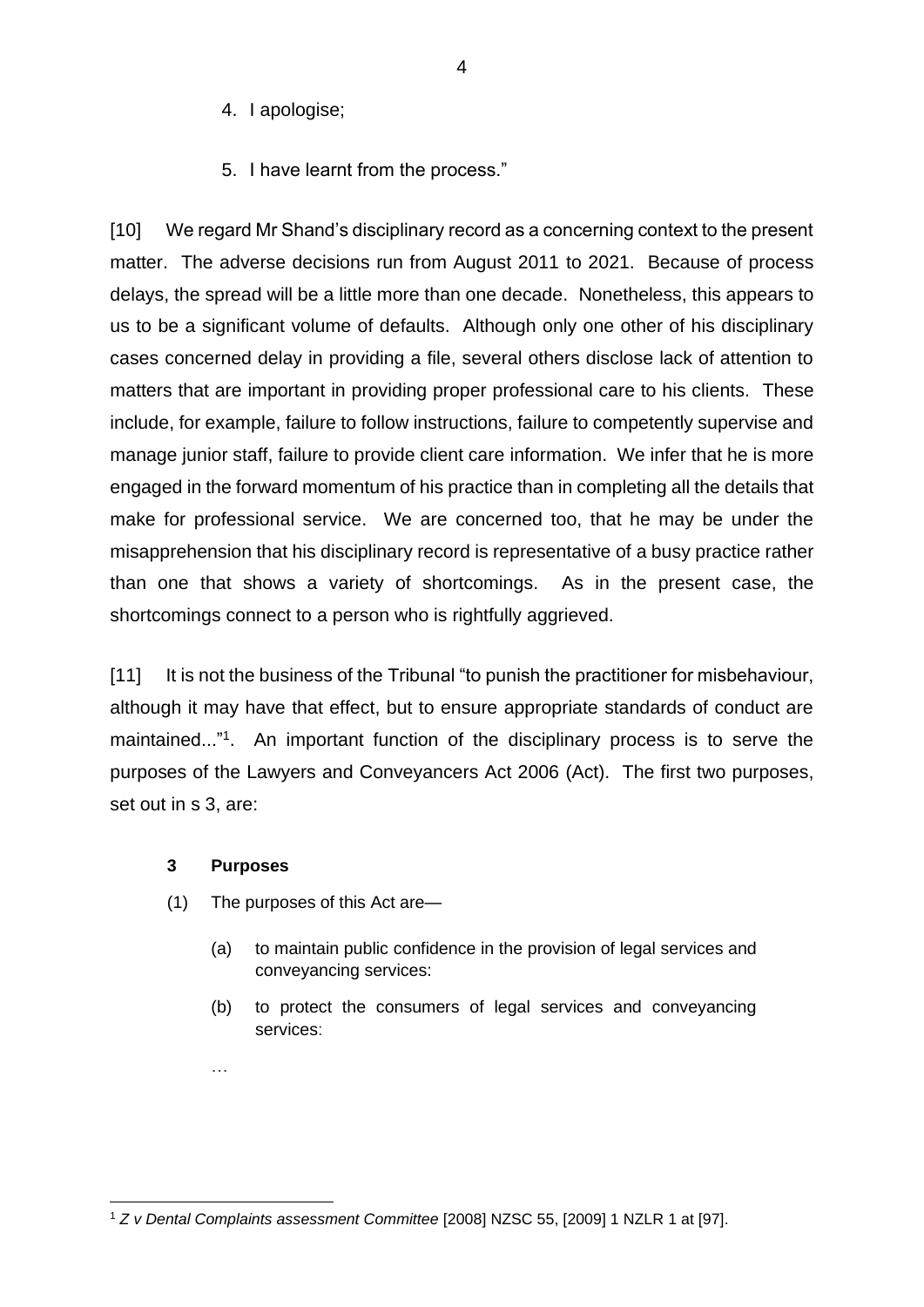4. I apologise;

5. I have learnt from the process."

[10] We regard Mr Shand's disciplinary record as a concerning context to the present matter. The adverse decisions run from August 2011 to 2021. Because of process delays, the spread will be a little more than one decade. Nonetheless, this appears to us to be a significant volume of defaults. Although only one other of his disciplinary cases concerned delay in providing a file, several others disclose lack of attention to matters that are important in providing proper professional care to his clients. These include, for example, failure to follow instructions, failure to competently supervise and manage junior staff, failure to provide client care information. We infer that he is more engaged in the forward momentum of his practice than in completing all the details that make for professional service. We are concerned too, that he may be under the misapprehension that his disciplinary record is representative of a busy practice rather than one that shows a variety of shortcomings. As in the present case, the shortcomings connect to a person who is rightfully aggrieved.

[11] It is not the business of the Tribunal "to punish the practitioner for misbehaviour, although it may have that effect, but to ensure appropriate standards of conduct are maintained..."[1]. An important function of the disciplinary process is to serve the purposes of the Lawyers and Conveyancers Act 2006 (Act). The first two purposes, set out in s 3, are:

> **3 Purposes**
>
> (1) The purposes of this Act are—
>
> (a) to maintain public confidence in the provision of legal services and conveyancing services:
>
> (b) to protect the consumers of legal services and conveyancing services:
>
> …

[1] *Z v Dental Complaints assessment Committee* [2008] NZSC 55, [2009] 1 NZLR 1 at [97].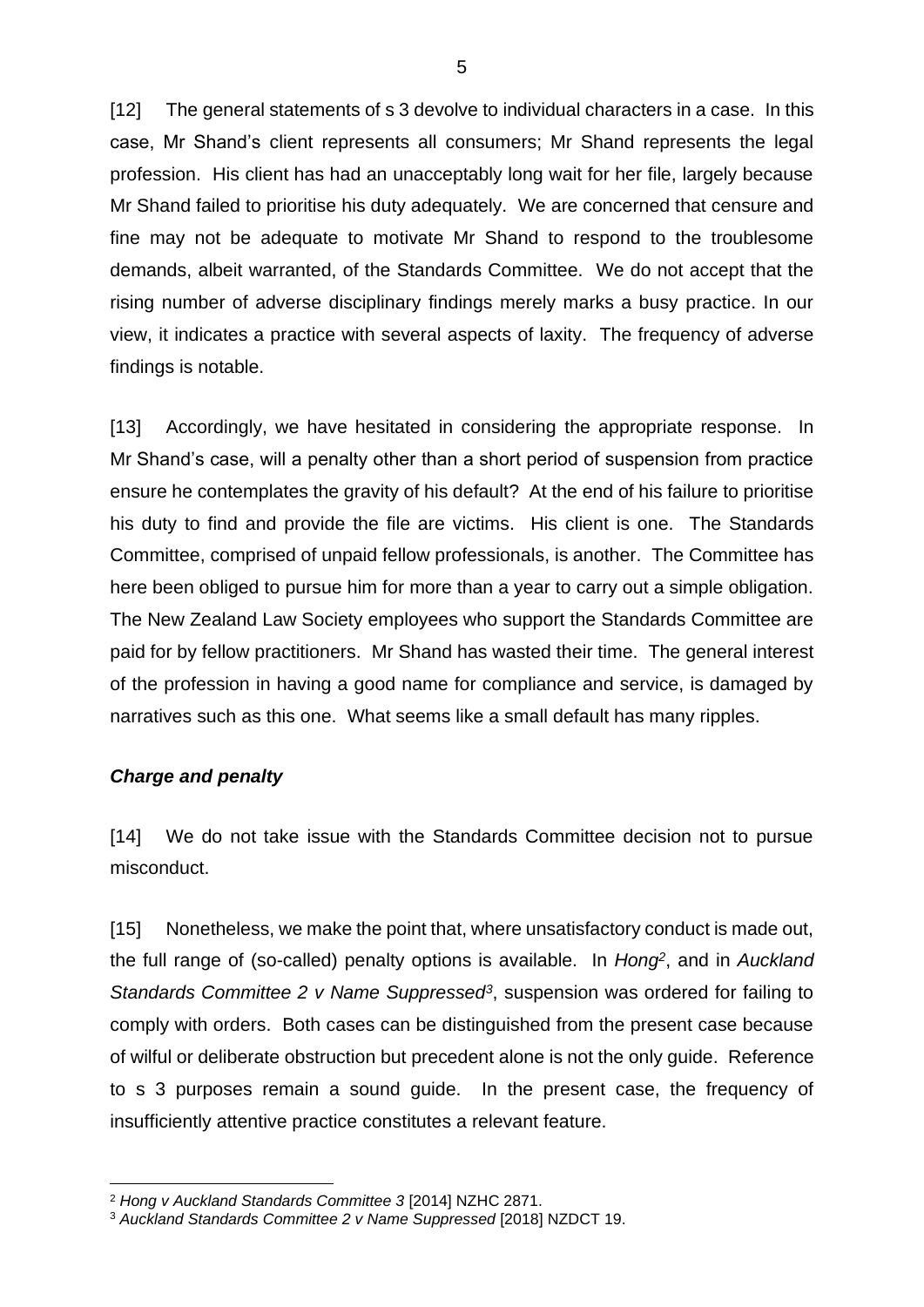[12] The general statements of s 3 devolve to individual characters in a case. In this case, Mr Shand's client represents all consumers; Mr Shand represents the legal profession. His client has had an unacceptably long wait for her file, largely because Mr Shand failed to prioritise his duty adequately. We are concerned that censure and fine may not be adequate to motivate Mr Shand to respond to the troublesome demands, albeit warranted, of the Standards Committee. We do not accept that the rising number of adverse disciplinary findings merely marks a busy practice. In our view, it indicates a practice with several aspects of laxity. The frequency of adverse findings is notable.

[13] Accordingly, we have hesitated in considering the appropriate response. In Mr Shand's case, will a penalty other than a short period of suspension from practice ensure he contemplates the gravity of his default? At the end of his failure to prioritise his duty to find and provide the file are victims. His client is one. The Standards Committee, comprised of unpaid fellow professionals, is another. The Committee has here been obliged to pursue him for more than a year to carry out a simple obligation. The New Zealand Law Society employees who support the Standards Committee are paid for by fellow practitioners. Mr Shand has wasted their time. The general interest of the profession in having a good name for compliance and service, is damaged by narratives such as this one. What seems like a small default has many ripples.

### *Charge and penalty*

[14] We do not take issue with the Standards Committee decision not to pursue misconduct.

[15] Nonetheless, we make the point that, where unsatisfactory conduct is made out, the full range of (so-called) penalty options is available. In *Hong*[2], and in *Auckland Standards Committee 2 v Name Suppressed*[3], suspension was ordered for failing to comply with orders. Both cases can be distinguished from the present case because of wilful or deliberate obstruction but precedent alone is not the only guide. Reference to s 3 purposes remain a sound guide. In the present case, the frequency of insufficiently attentive practice constitutes a relevant feature.

---

[2] *Hong v Auckland Standards Committee 3* [2014] NZHC 2871.

[3] *Auckland Standards Committee 2 v Name Suppressed* [2018] NZDCT 19.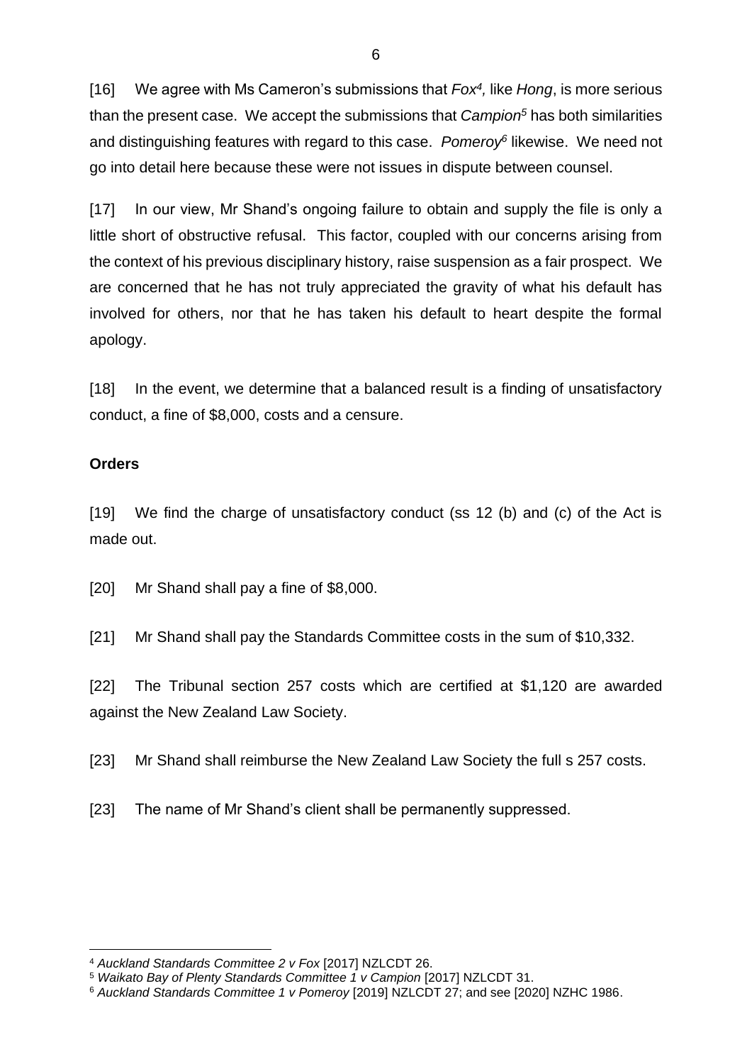[16] We agree with Ms Cameron's submissions that *Fox*[4], like *Hong*, is more serious than the present case. We accept the submissions that *Campion*[5] has both similarities and distinguishing features with regard to this case. *Pomeroy*[6] likewise. We need not go into detail here because these were not issues in dispute between counsel.

[17] In our view, Mr Shand's ongoing failure to obtain and supply the file is only a little short of obstructive refusal. This factor, coupled with our concerns arising from the context of his previous disciplinary history, raise suspension as a fair prospect. We are concerned that he has not truly appreciated the gravity of what his default has involved for others, nor that he has taken his default to heart despite the formal apology.

[18] In the event, we determine that a balanced result is a finding of unsatisfactory conduct, a fine of $8,000, costs and a censure.

**Orders**

[19] We find the charge of unsatisfactory conduct (ss 12 (b) and (c) of the Act is made out.

[20] Mr Shand shall pay a fine of $8,000.

[21] Mr Shand shall pay the Standards Committee costs in the sum of $10,332.

[22] The Tribunal section 257 costs which are certified at $1,120 are awarded against the New Zealand Law Society.

[23] Mr Shand shall reimburse the New Zealand Law Society the full s 257 costs.

[23] The name of Mr Shand's client shall be permanently suppressed.

---

[4] *Auckland Standards Committee 2 v Fox* [2017] NZLCDT 26.

[5] *Waikato Bay of Plenty Standards Committee 1 v Campion* [2017] NZLCDT 31.

[6] *Auckland Standards Committee 1 v Pomeroy* [2019] NZLCDT 27; and see [2020] NZHC 1986.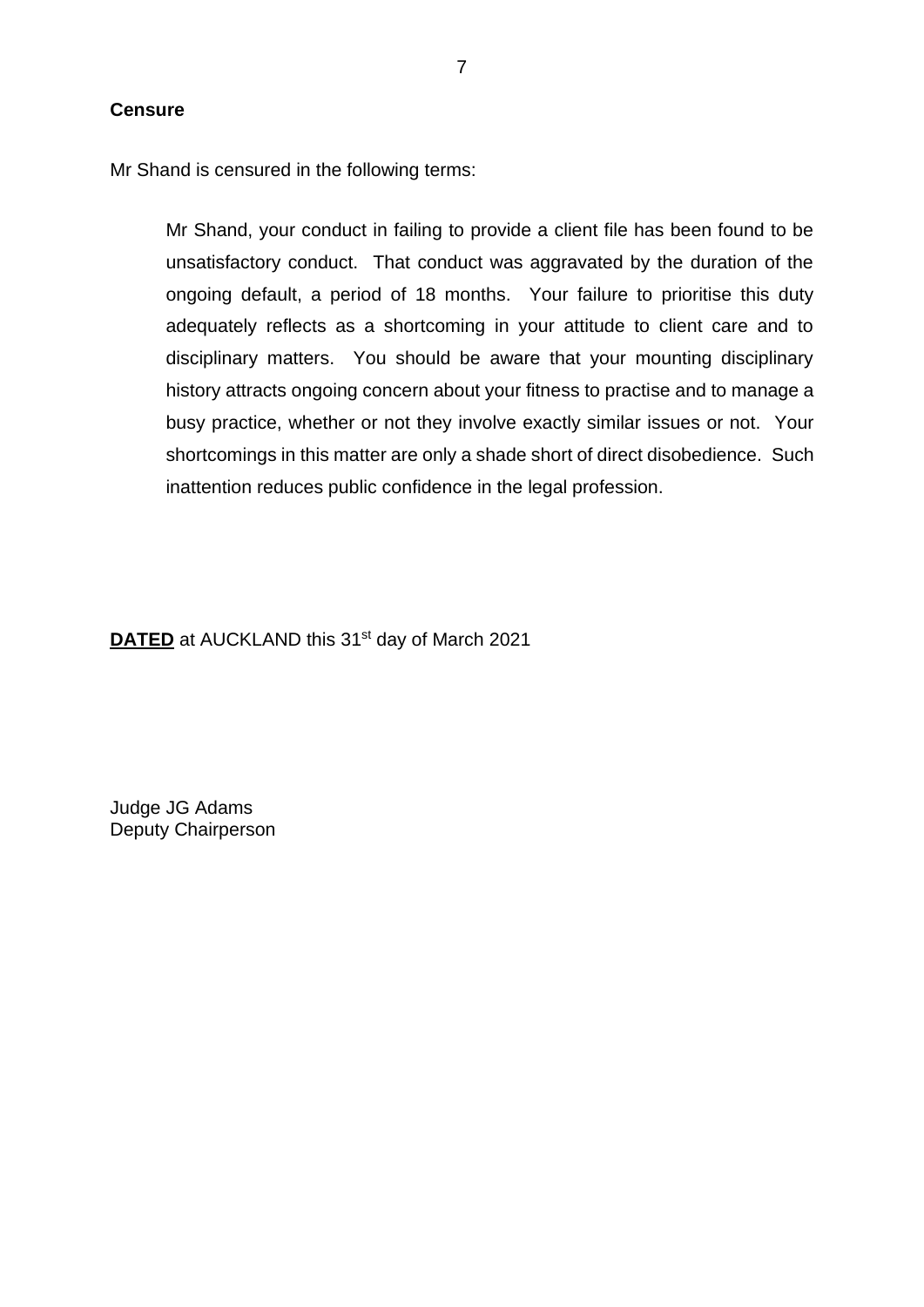**Censure**

Mr Shand is censured in the following terms:

> Mr Shand, your conduct in failing to provide a client file has been found to be unsatisfactory conduct. That conduct was aggravated by the duration of the ongoing default, a period of 18 months. Your failure to prioritise this duty adequately reflects as a shortcoming in your attitude to client care and to disciplinary matters. You should be aware that your mounting disciplinary history attracts ongoing concern about your fitness to practise and to manage a busy practice, whether or not they involve exactly similar issues or not. Your shortcomings in this matter are only a shade short of direct disobedience. Such inattention reduces public confidence in the legal profession.

**DATED** at AUCKLAND this 31st day of March 2021

Judge JG Adams
Deputy Chairperson